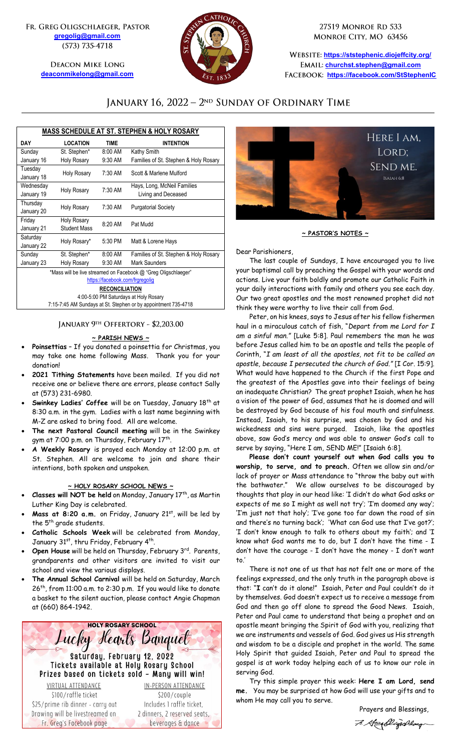Fr. Greg Oligschlaeger, Pastor
gregolig@gmail.com
(573) 735-4718

Deacon Mike Long
deaconmikelong@gmail.com

27519 Monroe Rd 533
Monroe City, MO 63456

Website: https://ststephenic.diojeffcity.org/
Email: churchst.stephen@gmail.com
Facebook: https://facebook.com/StStephenIC

# January 16, 2022 – 2nd Sunday of Ordinary Time

| MASS SCHEDULE AT ST. STEPHEN & HOLY ROSARY | | | |
|---|---|---|---|
| **DAY** | **LOCATION** | **TIME** | **INTENTION** |
| Sunday January 16 | St. Stephen* | 8:00 AM | Kathy Smith |
| | Holy Rosary | 9:30 AM | Families of St. Stephen & Holy Rosary |
| Tuesday January 18 | Holy Rosary | 7:30 AM | Scott & Marlene Mulford |
| Wednesday January 19 | Holy Rosary | 7:30 AM | Hays, Long, McNeil Families Living and Deceased |
| Thursday January 20 | Holy Rosary | 7:30 AM | Purgatorial Society |
| Friday January 21 | Holy Rosary Student Mass | 8:20 AM | Pat Mudd |
| Saturday January 22 | Holy Rosary* | 5:30 PM | Matt & Lorene Hays |
| Sunday January 23 | St. Stephen* | 8:00 AM | Families of St. Stephen & Holy Rosary |
| | Holy Rosary | 9:30 AM | Mark Saunders |

*Mass will be live streamed on Facebook @ "Greg Oligschlaeger"
https://facebook.com/frgregolig

**RECONCILIATION**
4:00-5:00 PM Saturdays at Holy Rosary
7:15-7:45 AM Sundays at St. Stephen or by appointment 735-4718

## January 9th Offertory - $2,203.00

### ~ PARISH NEWS ~

- **Poinsettias** – If you donated a poinsettia for Christmas, you may take one home following Mass. Thank you for your donation!
- **2021 Tithing Statements** have been mailed. If you did not receive one or believe there are errors, please contact Sally at (573) 231-6980.
- **Swinkey Ladies' Coffee** will be on Tuesday, January 18th at 8:30 a.m. in the gym. Ladies with a last name beginning with M-Z are asked to bring food. All are welcome.
- **The next Pastoral Council meeting** will be in the Swinkey gym at 7:00 p.m. on Thursday, February 17th.
- **A Weekly Rosary** is prayed each Monday at 12:00 p.m. at St. Stephen. All are welcome to join and share their intentions, both spoken and unspoken.

### ~ HOLY ROSARY SCHOOL NEWS ~

- **Classes will NOT be held** on Monday, January 17th, as Martin Luther King Day is celebrated.
- **Mass at 8:20 a.m.** on Friday, January 21st, will be led by the 5th grade students.
- **Catholic Schools Week** will be celebrated from Monday, January 31st, thru Friday, February 4th.
- **Open House** will be held on Thursday, February 3rd. Parents, grandparents and other visitors are invited to visit our school and view the various displays.
- **The Annual School Carnival** will be held on Saturday, March 26th, from 11:00 a.m. to 2:30 p.m. If you would like to donate a basket to the silent auction, please contact Angie Chapman at (660) 864-1942.

**HOLY ROSARY SCHOOL**
## Lucky Hearts Banquet
Saturday, February 12, 2022
Tickets available at Holy Rosary School
Prizes based on tickets sold – Many will win!

| VIRTUAL ATTENDANCE | IN-PERSON ATTENDANCE |
|---|---|
| $100/raffle ticket | $200/couple |
| $25/prime rib dinner - carry out | Includes 1 raffle ticket, |
| Drawing will be livestreamed on | 2 dinners, 2 reserved seats, |
| Fr. Greg's Facebook page | beverages & dance |

Here I am, Lord; Send me.
Isaiah 6:8

### ~ PASTOR'S NOTES ~

Dear Parishioners,

The last couple of Sundays, I have encouraged you to live your baptismal call by preaching the Gospel with your words and actions. Live your faith boldly and promote our Catholic Faith in your daily interactions with family and others you see each day. Our two great apostles and the most renowned prophet did not think they were worthy to live their call from God.

Peter, on his knees, says to Jesus after his fellow fishermen haul in a miraculous catch of fish, "*Depart from me Lord for I am a sinful man.*" [Luke 5:8]. Paul remembers the man he was before Jesus called him to be an apostle and tells the people of Corinth, "*I am least of all the apostles, not fit to be called an apostle, because I persecuted the church of God.*" [I Cor. 15:9]. What would have happened to the Church if the first Pope and the greatest of the Apostles gave into their feelings of being an inadequate Christian? The great prophet Isaiah, when he has a vision of the power of God, assumes that he is doomed and will be destroyed by God because of his foul mouth and sinfulness. Instead, Isaiah, to his surprise, was chosen by God and his wickedness and sins were purged. Isaiah, like the apostles above, saw God's mercy and was able to answer God's call to serve by saying, "Here I am, SEND ME!" [Isaiah 6:8].

**Please don't count yourself out when God calls you to worship, to serve, and to preach.** Often we allow sin and/or lack of prayer or Mass attendance to "throw the baby out with the bathwater." We allow ourselves to be discouraged by thoughts that play in our head like: 'I didn't do what God asks or expects of me so I might as well not try'; 'I'm doomed any way'; 'I'm just not that holy'; 'I've gone too far down the road of sin and there's no turning back'; 'What can God use that I've got?'; 'I don't know enough to talk to others about my faith'; and 'I know what God wants me to do, but I don't have the time - I don't have the courage - I don't have the money - I don't want to.'

There is not one of us that has not felt one or more of the feelings expressed, and the only truth in the paragraph above is that: "**I** can't do it alone!" Isaiah, Peter and Paul couldn't do it by themselves. God doesn't expect us to receive a message from God and then go off alone to spread the Good News. Isaiah, Peter and Paul came to understand that being a prophet and an apostle meant bringing the Spirit of God with you, realizing that we are instruments and vessels of God. God gives us His strength and wisdom to be a disciple and prophet in the world. The same Holy Spirit that guided Isaiah, Peter and Paul to spread the gospel is at work today helping each of us to know our role in serving God.

Try this simple prayer this week: **Here I am Lord, send me.** You may be surprised at how God will use your gifts and to whom He may call you to serve.

Prayers and Blessings,

Fr. Greg Oligschlaeger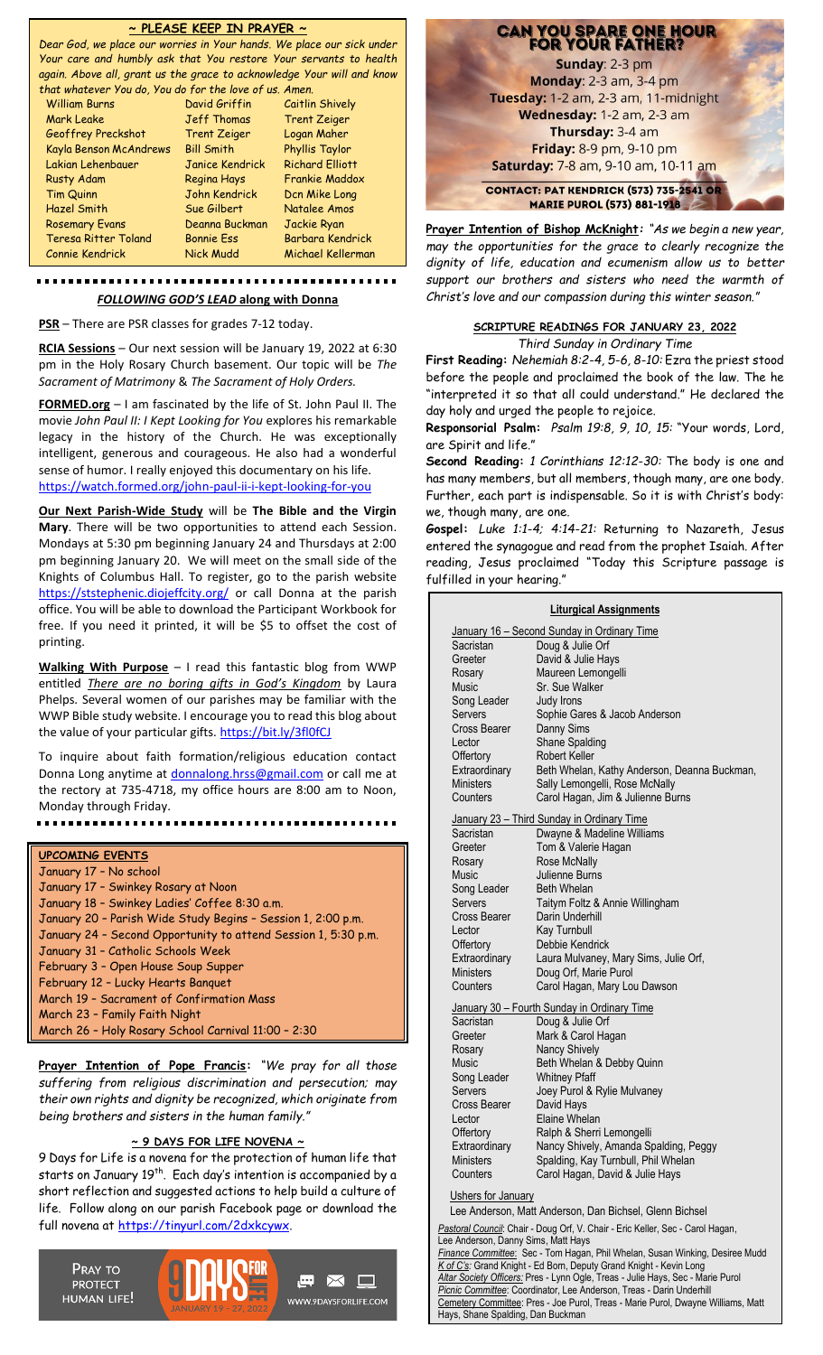## ~ PLEASE KEEP IN PRAYER ~

*Dear God, we place our worries in Your hands. We place our sick under Your care and humbly ask that You restore Your servants to health again. Above all, grant us the grace to acknowledge Your will and know that whatever You do, You do for the love of us. Amen.*

| | | |
|---|---|---|
| William Burns | David Griffin | Caitlin Shively |
| Mark Leake | Jeff Thomas | Trent Zeiger |
| Geoffrey Preckshot | Trent Zeiger | Logan Maher |
| Kayla Benson McAndrews | Bill Smith | Phyllis Taylor |
| Lakian Lehenbauer | Janice Kendrick | Richard Elliott |
| Rusty Adam | Regina Hays | Frankie Maddox |
| Tim Quinn | John Kendrick | Dcn Mike Long |
| Hazel Smith | Sue Gilbert | Natalee Amos |
| Rosemary Evans | Deanna Buckman | Jackie Ryan |
| Teresa Ritter Toland | Bonnie Ess | Barbara Kendrick |
| Connie Kendrick | Nick Mudd | Michael Kellerman |

### *FOLLOWING GOD'S LEAD* along with Donna

**PSR** – There are PSR classes for grades 7-12 today.

**RCIA Sessions** – Our next session will be January 19, 2022 at 6:30 pm in the Holy Rosary Church basement. Our topic will be *The Sacrament of Matrimony* & *The Sacrament of Holy Orders.*

**FORMED.org** – I am fascinated by the life of St. John Paul II. The movie *John Paul II: I Kept Looking for You* explores his remarkable legacy in the history of the Church. He was exceptionally intelligent, generous and courageous. He also had a wonderful sense of humor. I really enjoyed this documentary on his life. https://watch.formed.org/john-paul-ii-i-kept-looking-for-you

**Our Next Parish-Wide Study** will be **The Bible and the Virgin Mary**. There will be two opportunities to attend each Session. Mondays at 5:30 pm beginning January 24 and Thursdays at 2:00 pm beginning January 20. We will meet on the small side of the Knights of Columbus Hall. To register, go to the parish website https://ststephenic.diojeffcity.org/ or call Donna at the parish office. You will be able to download the Participant Workbook for free. If you need it printed, it will be $5 to offset the cost of printing.

**Walking With Purpose** – I read this fantastic blog from WWP entitled *There are no boring gifts in God's Kingdom* by Laura Phelps. Several women of our parishes may be familiar with the WWP Bible study website. I encourage you to read this blog about the value of your particular gifts. https://bit.ly/3fl0fCJ

To inquire about faith formation/religious education contact Donna Long anytime at donnalong.hrss@gmail.com or call me at the rectory at 735-4718, my office hours are 8:00 am to Noon, Monday through Friday.

### UPCOMING EVENTS

January 17 – No school
January 17 – Swinkey Rosary at Noon
January 18 – Swinkey Ladies' Coffee 8:30 a.m.
January 20 – Parish Wide Study Begins – Session 1, 2:00 p.m.
January 24 – Second Opportunity to attend Session 1, 5:30 p.m.
January 31 – Catholic Schools Week
February 3 – Open House Soup Supper
February 12 – Lucky Hearts Banquet
March 19 – Sacrament of Confirmation Mass
March 23 – Family Faith Night
March 26 – Holy Rosary School Carnival 11:00 – 2:30

**Prayer Intention of Pope Francis:** *"We pray for all those suffering from religious discrimination and persecution; may their own rights and dignity be recognized, which originate from being brothers and sisters in the human family."*

### ~ 9 DAYS FOR LIFE NOVENA ~

9 Days for Life is a novena for the protection of human life that starts on January 19th. Each day's intention is accompanied by a short reflection and suggested actions to help build a culture of life. Follow along on our parish Facebook page or download the full novena at https://tinyurl.com/2dxkcywx.

PRAY TO PROTECT HUMAN LIFE!
9 DAYS FOR LIFE
JANUARY 19 - 27, 2022
WWW.9DAYSFORLIFE.COM

## CAN YOU SPARE ONE HOUR FOR YOUR FATHER?

**Sunday**: 2-3 pm
**Monday**: 2-3 am, 3-4 pm
**Tuesday:** 1-2 am, 2-3 am, 11-midnight
**Wednesday:** 1-2 am, 2-3 am
**Thursday:** 3-4 am
**Friday:** 8-9 pm, 9-10 pm
**Saturday:** 7-8 am, 9-10 am, 10-11 am

**CONTACT: PAT KENDRICK (573) 735-2541 OR MARIE PUROL (573) 881-1918**

**Prayer Intention of Bishop McKnight:** *"As we begin a new year, may the opportunities for the grace to clearly recognize the dignity of life, education and ecumenism allow us to better support our brothers and sisters who need the warmth of Christ's love and our compassion during this winter season."*

### SCRIPTURE READINGS FOR JANUARY 23, 2022

*Third Sunday in Ordinary Time*

**First Reading:** *Nehemiah 8:2-4, 5-6, 8-10:* Ezra the priest stood before the people and proclaimed the book of the law. The he "interpreted it so that all could understand." He declared the day holy and urged the people to rejoice.

**Responsorial Psalm:** *Psalm 19:8, 9, 10, 15:* "Your words, Lord, are Spirit and life."

**Second Reading:** *1 Corinthians 12:12-30:* The body is one and has many members, but all members, though many, are one body. Further, each part is indispensable. So it is with Christ's body: we, though many, are one.

**Gospel:** *Luke 1:1-4; 4:14-21:* Returning to Nazareth, Jesus entered the synagogue and read from the prophet Isaiah. After reading, Jesus proclaimed "Today this Scripture passage is fulfilled in your hearing."

### Liturgical Assignments

January 16 – Second Sunday in Ordinary Time

| | |
|---|---|
| Sacristan | Doug & Julie Orf |
| Greeter | David & Julie Hays |
| Rosary | Maureen Lemongelli |
| Music | Sr. Sue Walker |
| Song Leader | Judy Irons |
| Servers | Sophie Gares & Jacob Anderson |
| Cross Bearer | Danny Sims |
| Lector | Shane Spalding |
| Offertory | Robert Keller |
| Extraordinary Ministers | Beth Whelan, Kathy Anderson, Deanna Buckman, Sally Lemongelli, Rose McNally |
| Counters | Carol Hagan, Jim & Julienne Burns |

January 23 – Third Sunday in Ordinary Time

| | |
|---|---|
| Sacristan | Dwayne & Madeline Williams |
| Greeter | Tom & Valerie Hagan |
| Rosary | Rose McNally |
| Music | Julienne Burns |
| Song Leader | Beth Whelan |
| Servers | Taitym Foltz & Annie Willingham |
| Cross Bearer | Darin Underhill |
| Lector | Kay Turnbull |
| Offertory | Debbie Kendrick |
| Extraordinary Ministers | Laura Mulvaney, Mary Sims, Julie Orf, Doug Orf, Marie Purol |
| Counters | Carol Hagan, Mary Lou Dawson |

January 30 – Fourth Sunday in Ordinary Time

| | |
|---|---|
| Sacristan | Doug & Julie Orf |
| Greeter | Mark & Carol Hagan |
| Rosary | Nancy Shively |
| Music | Beth Whelan & Debby Quinn |
| Song Leader | Whitney Pfaff |
| Servers | Joey Purol & Rylie Mulvaney |
| Cross Bearer | David Hays |
| Lector | Elaine Whelan |
| Offertory | Ralph & Sherri Lemongelli |
| Extraordinary Ministers | Nancy Shively, Amanda Spalding, Peggy Spalding, Kay Turnbull, Phil Whelan |
| Counters | Carol Hagan, David & Julie Hays |

Ushers for January
Lee Anderson, Matt Anderson, Dan Bichsel, Glenn Bichsel

*Pastoral Council*: Chair - Doug Orf, V. Chair - Eric Keller, Sec - Carol Hagan, Lee Anderson, Danny Sims, Matt Hays
*Finance Committee*: Sec - Tom Hagan, Phil Whelan, Susan Winking, Desiree Mudd
*K of C's*: Grand Knight - Ed Bom, Deputy Grand Knight - Kevin Long
*Altar Society Officers*: Pres - Lynn Ogle, Treas - Julie Hays, Sec - Marie Purol
*Picnic Committee*: Coordinator, Lee Anderson, Treas - Darin Underhill
*Cemetery Committee*: Pres - Joe Purol, Treas - Marie Purol, Dwayne Williams, Matt Hays, Shane Spalding, Dan Buckman